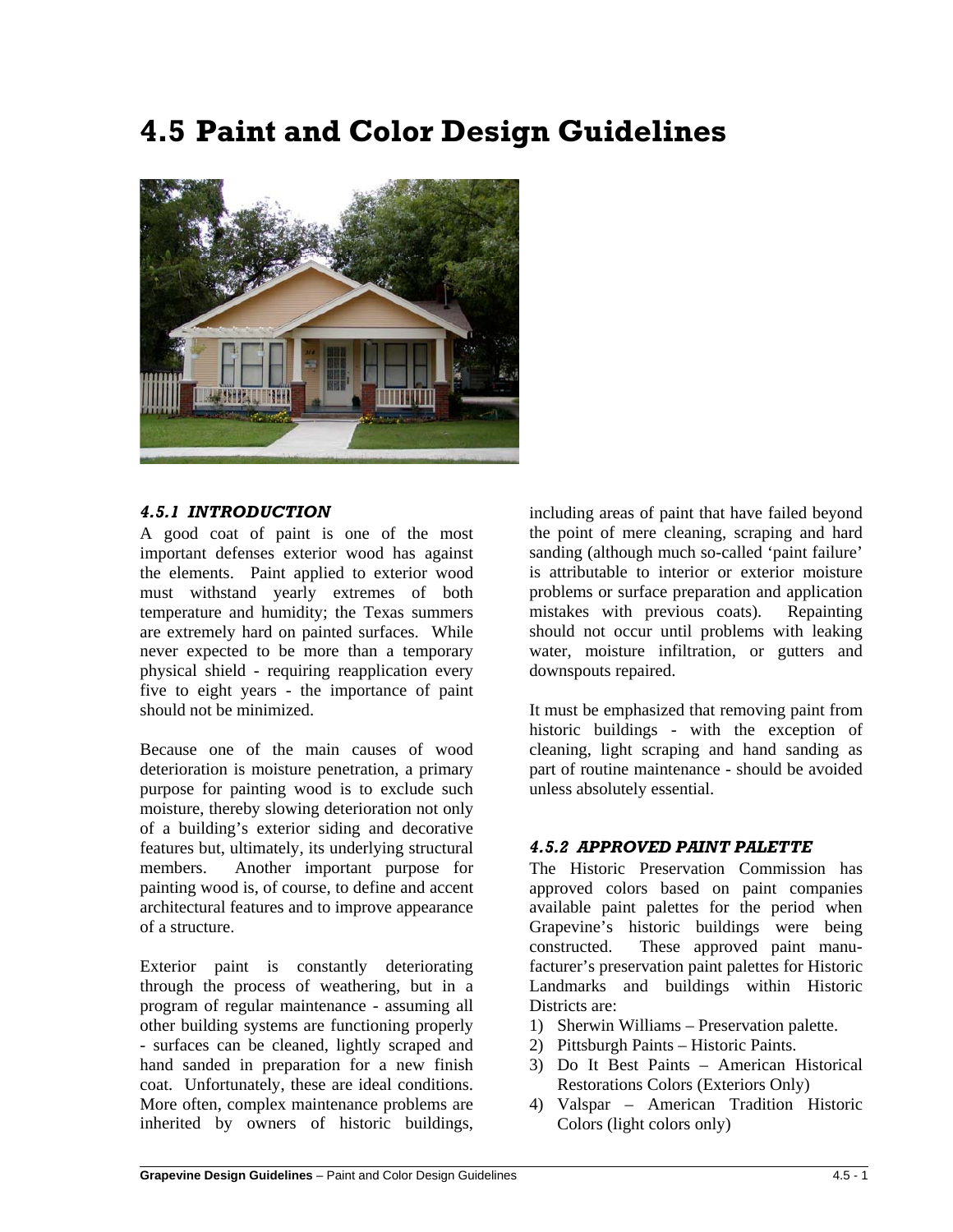# 4.5 Paint and Color Design Guidelines

### *4.5.1 INTRODUCTION*

A good coat of paint is one of the most important defenses exterior wood has against the elements. Paint applied to exterior wood must withstand yearly extremes of both temperature and humidity; the Texas summers are extremely hard on painted surfaces. While never expected to be more than a temporary physical shield - requiring reapplication every five to eight years - the importance of paint should not be minimized.

Because one of the main causes of wood deterioration is moisture penetration, a primary purpose for painting wood is to exclude such moisture, thereby slowing deterioration not only of a building's exterior siding and decorative features but, ultimately, its underlying structural members. Another important purpose for painting wood is, of course, to define and accent architectural features and to improve appearance of a structure.

Exterior paint is constantly deteriorating through the process of weathering, but in a program of regular maintenance - assuming all other building systems are functioning properly - surfaces can be cleaned, lightly scraped and hand sanded in preparation for a new finish coat. Unfortunately, these are ideal conditions. More often, complex maintenance problems are inherited by owners of historic buildings, including areas of paint that have failed beyond the point of mere cleaning, scraping and hard sanding (although much so-called 'paint failure' is attributable to interior or exterior moisture problems or surface preparation and application mistakes with previous coats). Repainting should not occur until problems with leaking water, moisture infiltration, or gutters and downspouts repaired.

It must be emphasized that removing paint from historic buildings - with the exception of cleaning, light scraping and hand sanding as part of routine maintenance - should be avoided unless absolutely essential.

### *4.5.2 APPROVED PAINT PALETTE*

The Historic Preservation Commission has approved colors based on paint companies available paint palettes for the period when Grapevine's historic buildings were being constructed. These approved paint manufacturer's preservation paint palettes for Historic Landmarks and buildings within Historic Districts are:

1) Sherwin Williams – Preservation palette.
2) Pittsburgh Paints – Historic Paints.
3) Do It Best Paints – American Historical Restorations Colors (Exteriors Only)
4) Valspar – American Tradition Historic Colors (light colors only)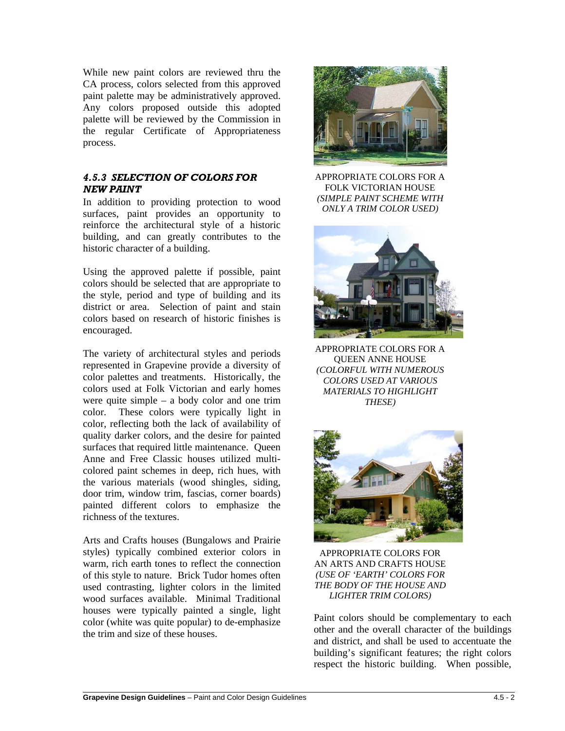While new paint colors are reviewed thru the CA process, colors selected from this approved paint palette may be administratively approved. Any colors proposed outside this adopted palette will be reviewed by the Commission in the regular Certificate of Appropriateness process.

### *4.5.3 SELECTION OF COLORS FOR NEW PAINT*

In addition to providing protection to wood surfaces, paint provides an opportunity to reinforce the architectural style of a historic building, and can greatly contributes to the historic character of a building.

Using the approved palette if possible, paint colors should be selected that are appropriate to the style, period and type of building and its district or area. Selection of paint and stain colors based on research of historic finishes is encouraged.

The variety of architectural styles and periods represented in Grapevine provide a diversity of color palettes and treatments. Historically, the colors used at Folk Victorian and early homes were quite simple – a body color and one trim color. These colors were typically light in color, reflecting both the lack of availability of quality darker colors, and the desire for painted surfaces that required little maintenance. Queen Anne and Free Classic houses utilized multi-colored paint schemes in deep, rich hues, with the various materials (wood shingles, siding, door trim, window trim, fascias, corner boards) painted different colors to emphasize the richness of the textures.

Arts and Crafts houses (Bungalows and Prairie styles) typically combined exterior colors in warm, rich earth tones to reflect the connection of this style to nature. Brick Tudor homes often used contrasting, lighter colors in the limited wood surfaces available. Minimal Traditional houses were typically painted a single, light color (white was quite popular) to de-emphasize the trim and size of these houses.

APPROPRIATE COLORS FOR A FOLK VICTORIAN HOUSE *(SIMPLE PAINT SCHEME WITH ONLY A TRIM COLOR USED)*

APPROPRIATE COLORS FOR A QUEEN ANNE HOUSE *(COLORFUL WITH NUMEROUS COLORS USED AT VARIOUS MATERIALS TO HIGHLIGHT THESE)*

APPROPRIATE COLORS FOR AN ARTS AND CRAFTS HOUSE *(USE OF 'EARTH' COLORS FOR THE BODY OF THE HOUSE AND LIGHTER TRIM COLORS)*

Paint colors should be complementary to each other and the overall character of the buildings and district, and shall be used to accentuate the building's significant features; the right colors respect the historic building. When possible,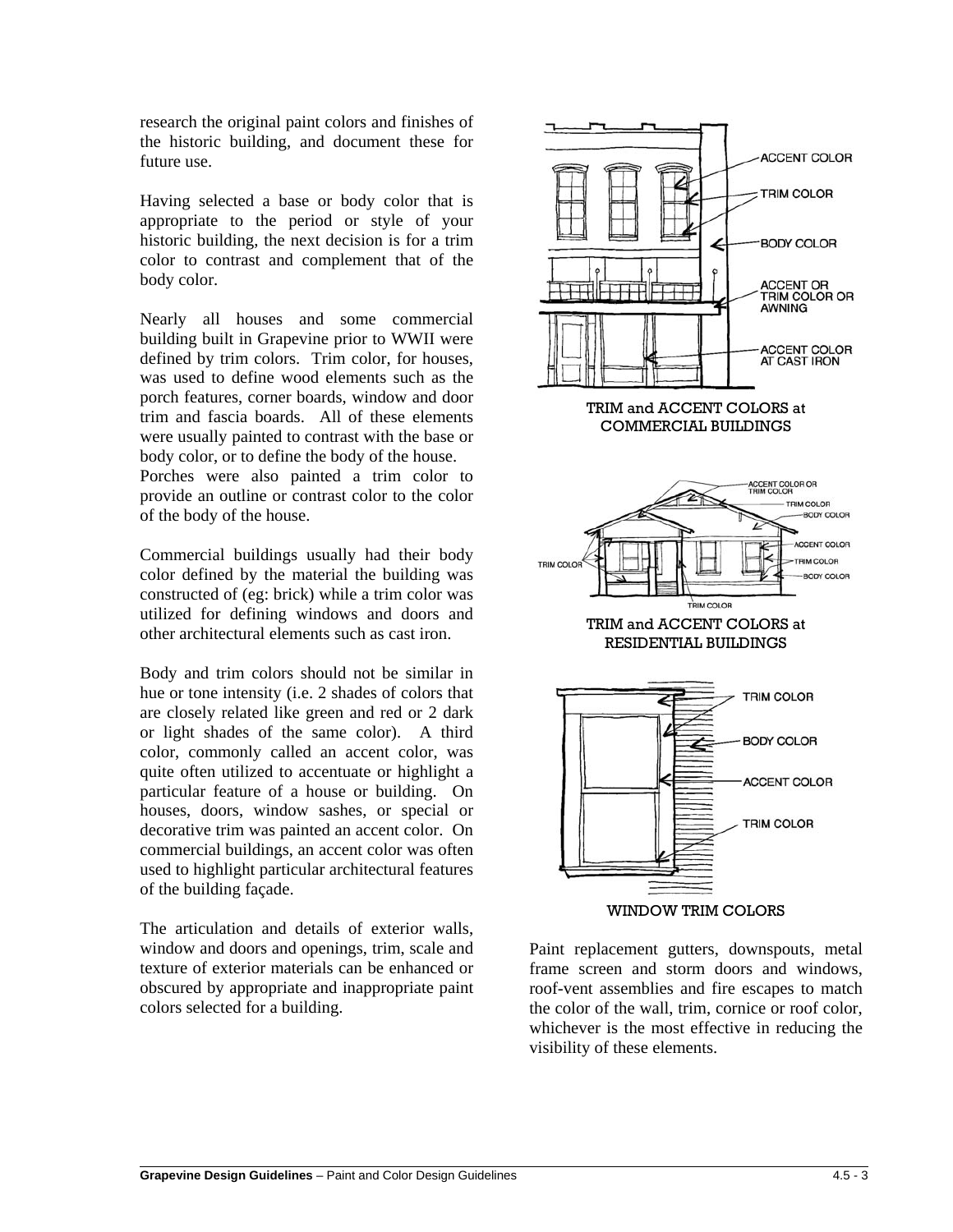research the original paint colors and finishes of the historic building, and document these for future use.

Having selected a base or body color that is appropriate to the period or style of your historic building, the next decision is for a trim color to contrast and complement that of the body color.

Nearly all houses and some commercial building built in Grapevine prior to WWII were defined by trim colors. Trim color, for houses, was used to define wood elements such as the porch features, corner boards, window and door trim and fascia boards. All of these elements were usually painted to contrast with the base or body color, or to define the body of the house. Porches were also painted a trim color to provide an outline or contrast color to the color of the body of the house.

Commercial buildings usually had their body color defined by the material the building was constructed of (eg: brick) while a trim color was utilized for defining windows and doors and other architectural elements such as cast iron.

Body and trim colors should not be similar in hue or tone intensity (i.e. 2 shades of colors that are closely related like green and red or 2 dark or light shades of the same color). A third color, commonly called an accent color, was quite often utilized to accentuate or highlight a particular feature of a house or building. On houses, doors, window sashes, or special or decorative trim was painted an accent color. On commercial buildings, an accent color was often used to highlight particular architectural features of the building façade.

The articulation and details of exterior walls, window and doors and openings, trim, scale and texture of exterior materials can be enhanced or obscured by appropriate and inappropriate paint colors selected for a building.

ACCENT COLOR
TRIM COLOR
BODY COLOR
ACCENT OR TRIM COLOR OR AWNING
ACCENT COLOR AT CAST IRON

TRIM and ACCENT COLORS at COMMERCIAL BUILDINGS

ACCENT COLOR OR TRIM COLOR
TRIM COLOR
BODY COLOR
ACCENT COLOR
TRIM COLOR
BODY COLOR
TRIM COLOR
TRIM COLOR

TRIM and ACCENT COLORS at RESIDENTIAL BUILDINGS

TRIM COLOR
BODY COLOR
ACCENT COLOR
TRIM COLOR

WINDOW TRIM COLORS

Paint replacement gutters, downspouts, metal frame screen and storm doors and windows, roof-vent assemblies and fire escapes to match the color of the wall, trim, cornice or roof color, whichever is the most effective in reducing the visibility of these elements.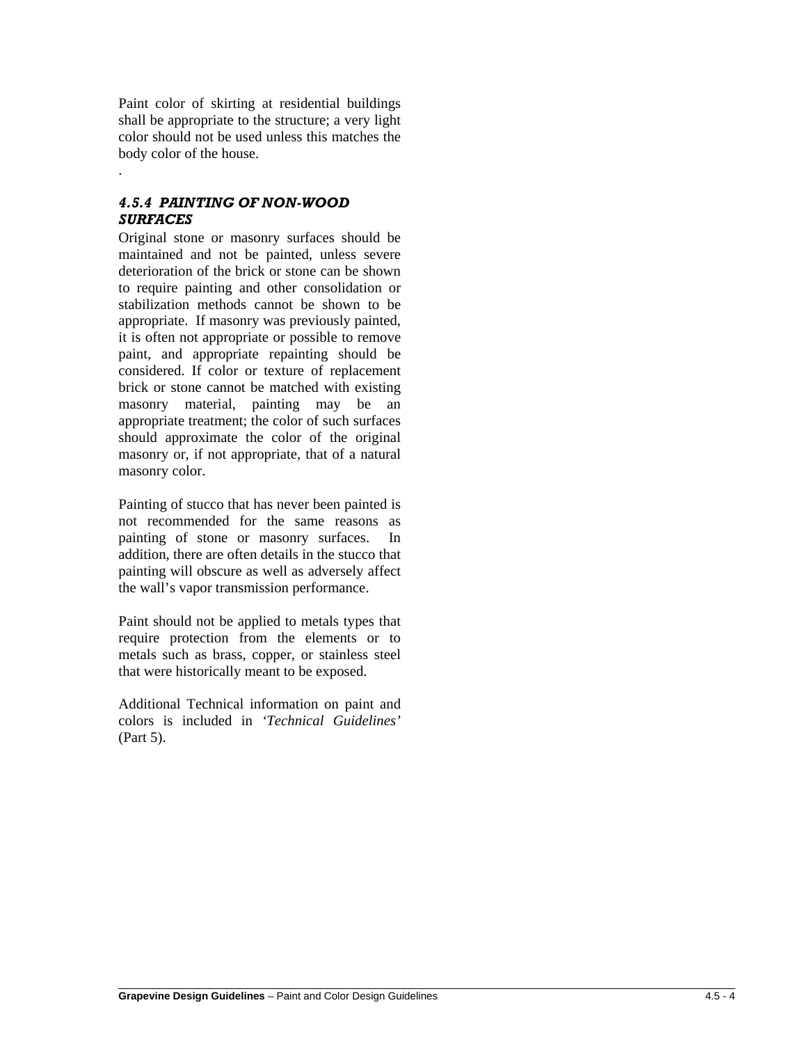Paint color of skirting at residential buildings shall be appropriate to the structure; a very light color should not be used unless this matches the body color of the house.

.

#### *4.5.4 PAINTING OF NON-WOOD SURFACES*

Original stone or masonry surfaces should be maintained and not be painted, unless severe deterioration of the brick or stone can be shown to require painting and other consolidation or stabilization methods cannot be shown to be appropriate. If masonry was previously painted, it is often not appropriate or possible to remove paint, and appropriate repainting should be considered. If color or texture of replacement brick or stone cannot be matched with existing masonry material, painting may be an appropriate treatment; the color of such surfaces should approximate the color of the original masonry or, if not appropriate, that of a natural masonry color.

Painting of stucco that has never been painted is not recommended for the same reasons as painting of stone or masonry surfaces. In addition, there are often details in the stucco that painting will obscure as well as adversely affect the wall's vapor transmission performance.

Paint should not be applied to metals types that require protection from the elements or to metals such as brass, copper, or stainless steel that were historically meant to be exposed.

Additional Technical information on paint and colors is included in *'Technical Guidelines'* (Part 5).